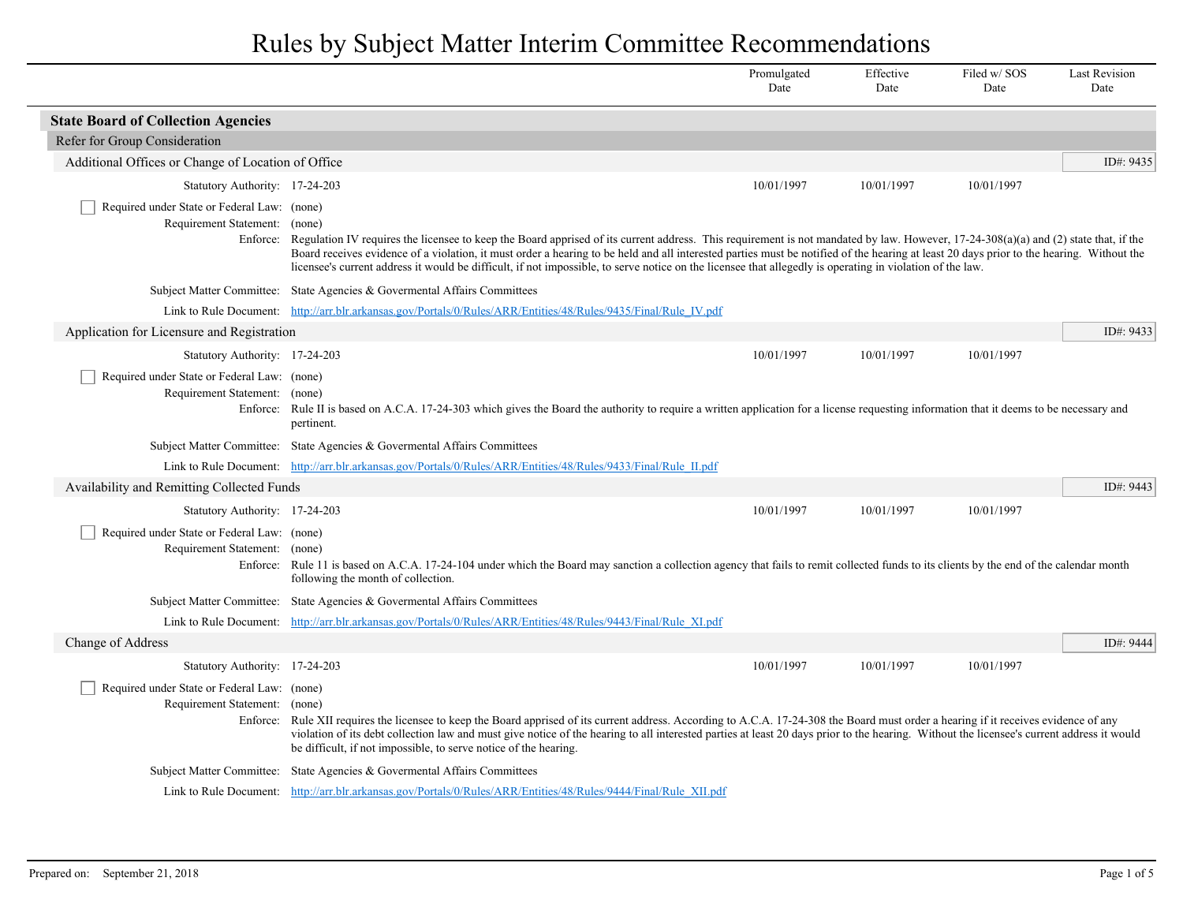# Rules by Subject Matter Interim Committee Recommendations

| | Promulgated Date | Effective Date | Filed w/ SOS Date | Last Revision Date |
|---|---|---|---|---|

## State Board of Collection Agencies

### Refer for Group Consideration

#### Additional Offices or Change of Location of Office

ID#: 9435

| | Promulgated Date | Effective Date | Filed w/ SOS Date | Last Revision Date |
|---|---|---|---|---|
| Statutory Authority: 17-24-203 | 10/01/1997 | 10/01/1997 | 10/01/1997 | |

- [ ] Required under State or Federal Law: (none)

Requirement Statement: (none)

Enforce: Regulation IV requires the licensee to keep the Board apprised of its current address. This requirement is not mandated by law. However, 17-24-308(a)(a) and (2) state that, if the Board receives evidence of a violation, it must order a hearing to be held and all interested parties must be notified of the hearing at least 20 days prior to the hearing. Without the licensee's current address it would be difficult, if not impossible, to serve notice on the licensee that allegedly is operating in violation of the law.

Subject Matter Committee: State Agencies & Govermental Affairs Committees

Link to Rule Document: http://arr.blr.arkansas.gov/Portals/0/Rules/ARR/Entities/48/Rules/9435/Final/Rule_IV.pdf

#### Application for Licensure and Registration

ID#: 9433

| | Promulgated Date | Effective Date | Filed w/ SOS Date | Last Revision Date |
|---|---|---|---|---|
| Statutory Authority: 17-24-203 | 10/01/1997 | 10/01/1997 | 10/01/1997 | |

- [ ] Required under State or Federal Law: (none)

Requirement Statement: (none)

Enforce: Rule II is based on A.C.A. 17-24-303 which gives the Board the authority to require a written application for a license requesting information that it deems to be necessary and pertinent.

Subject Matter Committee: State Agencies & Govermental Affairs Committees

Link to Rule Document: http://arr.blr.arkansas.gov/Portals/0/Rules/ARR/Entities/48/Rules/9433/Final/Rule_II.pdf

#### Availability and Remitting Collected Funds

ID#: 9443

| | Promulgated Date | Effective Date | Filed w/ SOS Date | Last Revision Date |
|---|---|---|---|---|
| Statutory Authority: 17-24-203 | 10/01/1997 | 10/01/1997 | 10/01/1997 | |

- [ ] Required under State or Federal Law: (none)

Requirement Statement: (none)

Enforce: Rule 11 is based on A.C.A. 17-24-104 under which the Board may sanction a collection agency that fails to remit collected funds to its clients by the end of the calendar month following the month of collection.

Subject Matter Committee: State Agencies & Govermental Affairs Committees

Link to Rule Document: http://arr.blr.arkansas.gov/Portals/0/Rules/ARR/Entities/48/Rules/9443/Final/Rule_XI.pdf

#### Change of Address

ID#: 9444

| | Promulgated Date | Effective Date | Filed w/ SOS Date | Last Revision Date |
|---|---|---|---|---|
| Statutory Authority: 17-24-203 | 10/01/1997 | 10/01/1997 | 10/01/1997 | |

- [ ] Required under State or Federal Law: (none)

Requirement Statement: (none)

Enforce: Rule XII requires the licensee to keep the Board apprised of its current address. According to A.C.A. 17-24-308 the Board must order a hearing if it receives evidence of any violation of its debt collection law and must give notice of the hearing to all interested parties at least 20 days prior to the hearing. Without the licensee's current address it would be difficult, if not impossible, to serve notice of the hearing.

Subject Matter Committee: State Agencies & Govermental Affairs Committees

Link to Rule Document: http://arr.blr.arkansas.gov/Portals/0/Rules/ARR/Entities/48/Rules/9444/Final/Rule_XII.pdf

Prepared on: September 21, 2018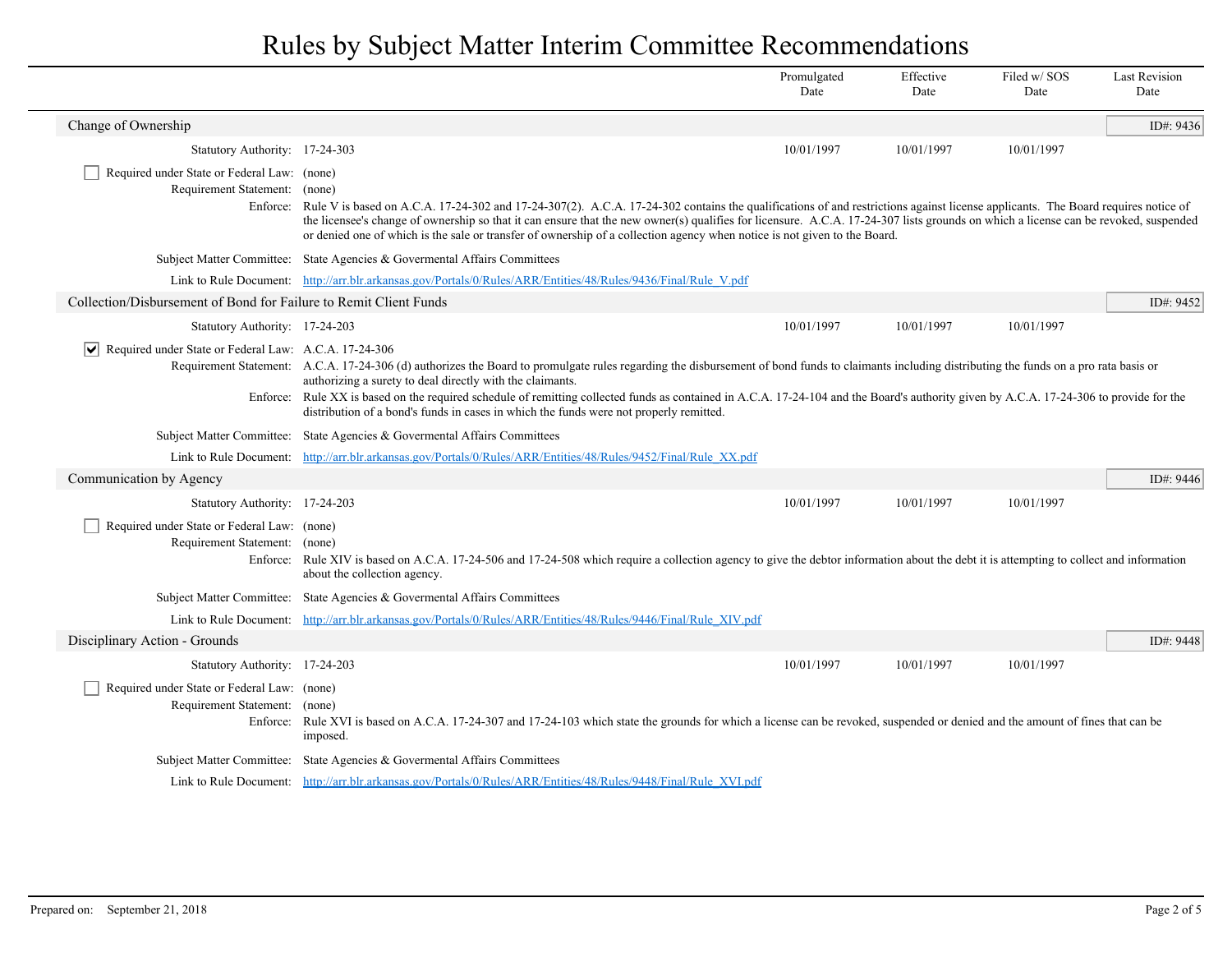# Rules by Subject Matter Interim Committee Recommendations

| | Promulgated Date | Effective Date | Filed w/ SOS Date | Last Revision Date |
|---|---|---|---|---|

## Change of Ownership

ID#: 9436

| | Promulgated Date | Effective Date | Filed w/ SOS Date | Last Revision Date |
|---|---|---|---|---|
| Statutory Authority: 17-24-303 | 10/01/1997 | 10/01/1997 | 10/01/1997 | |

☐ Required under State or Federal Law: (none)

Requirement Statement: (none)

Enforce: Rule V is based on A.C.A. 17-24-302 and 17-24-307(2). A.C.A. 17-24-302 contains the qualifications of and restrictions against license applicants. The Board requires notice of the licensee's change of ownership so that it can ensure that the new owner(s) qualifies for licensure. A.C.A. 17-24-307 lists grounds on which a license can be revoked, suspended or denied one of which is the sale or transfer of ownership of a collection agency when notice is not given to the Board.

Subject Matter Committee: State Agencies & Govermental Affairs Committees

Link to Rule Document: http://arr.blr.arkansas.gov/Portals/0/Rules/ARR/Entities/48/Rules/9436/Final/Rule_V.pdf

## Collection/Disbursement of Bond for Failure to Remit Client Funds

ID#: 9452

| | Promulgated Date | Effective Date | Filed w/ SOS Date | Last Revision Date |
|---|---|---|---|---|
| Statutory Authority: 17-24-203 | 10/01/1997 | 10/01/1997 | 10/01/1997 | |

☑ Required under State or Federal Law: A.C.A. 17-24-306

Requirement Statement: A.C.A. 17-24-306 (d) authorizes the Board to promulgate rules regarding the disbursement of bond funds to claimants including distributing the funds on a pro rata basis or authorizing a surety to deal directly with the claimants.

Enforce: Rule XX is based on the required schedule of remitting collected funds as contained in A.C.A. 17-24-104 and the Board's authority given by A.C.A. 17-24-306 to provide for the distribution of a bond's funds in cases in which the funds were not properly remitted.

Subject Matter Committee: State Agencies & Govermental Affairs Committees

Link to Rule Document: http://arr.blr.arkansas.gov/Portals/0/Rules/ARR/Entities/48/Rules/9452/Final/Rule_XX.pdf

## Communication by Agency

ID#: 9446

| | Promulgated Date | Effective Date | Filed w/ SOS Date | Last Revision Date |
|---|---|---|---|---|
| Statutory Authority: 17-24-203 | 10/01/1997 | 10/01/1997 | 10/01/1997 | |

☐ Required under State or Federal Law: (none)

Requirement Statement: (none)

Enforce: Rule XIV is based on A.C.A. 17-24-506 and 17-24-508 which require a collection agency to give the debtor information about the debt it is attempting to collect and information about the collection agency.

Subject Matter Committee: State Agencies & Govermental Affairs Committees

Link to Rule Document: http://arr.blr.arkansas.gov/Portals/0/Rules/ARR/Entities/48/Rules/9446/Final/Rule_XIV.pdf

## Disciplinary Action - Grounds

ID#: 9448

| | Promulgated Date | Effective Date | Filed w/ SOS Date | Last Revision Date |
|---|---|---|---|---|
| Statutory Authority: 17-24-203 | 10/01/1997 | 10/01/1997 | 10/01/1997 | |

☐ Required under State or Federal Law: (none)

Requirement Statement: (none)

Enforce: Rule XVI is based on A.C.A. 17-24-307 and 17-24-103 which state the grounds for which a license can be revoked, suspended or denied and the amount of fines that can be imposed.

Subject Matter Committee: State Agencies & Govermental Affairs Committees

Link to Rule Document: http://arr.blr.arkansas.gov/Portals/0/Rules/ARR/Entities/48/Rules/9448/Final/Rule_XVI.pdf

Prepared on: September 21, 2018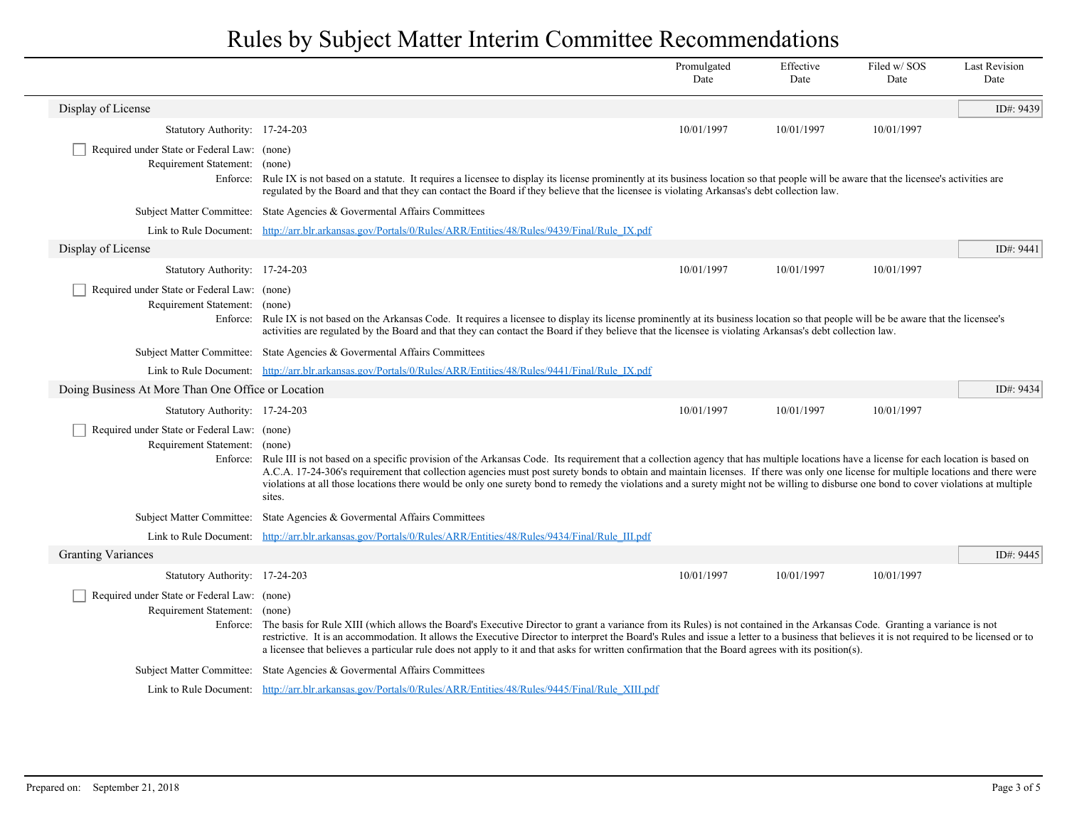# Rules by Subject Matter Interim Committee Recommendations

| | Promulgated Date | Effective Date | Filed w/ SOS Date | Last Revision Date |
|---|---|---|---|---|

## Display of License

ID#: 9439

| | Promulgated Date | Effective Date | Filed w/ SOS Date | Last Revision Date |
|---|---|---|---|---|
| Statutory Authority: 17-24-203 | 10/01/1997 | 10/01/1997 | 10/01/1997 | |

☐ Required under State or Federal Law: (none)

Requirement Statement: (none)

Enforce: Rule IX is not based on a statute. It requires a licensee to display its license prominently at its business location so that people will be aware that the licensee's activities are regulated by the Board and that they can contact the Board if they believe that the licensee is violating Arkansas's debt collection law.

Subject Matter Committee: State Agencies & Govermental Affairs Committees

Link to Rule Document: http://arr.blr.arkansas.gov/Portals/0/Rules/ARR/Entities/48/Rules/9439/Final/Rule_IX.pdf

## Display of License

ID#: 9441

| | Promulgated Date | Effective Date | Filed w/ SOS Date | Last Revision Date |
|---|---|---|---|---|
| Statutory Authority: 17-24-203 | 10/01/1997 | 10/01/1997 | 10/01/1997 | |

☐ Required under State or Federal Law: (none)

Requirement Statement: (none)

Enforce: Rule IX is not based on the Arkansas Code. It requires a licensee to display its license prominently at its business location so that people will be be aware that the licensee's activities are regulated by the Board and that they can contact the Board if they believe that the licensee is violating Arkansas's debt collection law.

Subject Matter Committee: State Agencies & Govermental Affairs Committees

Link to Rule Document: http://arr.blr.arkansas.gov/Portals/0/Rules/ARR/Entities/48/Rules/9441/Final/Rule_IX.pdf

## Doing Business At More Than One Office or Location

ID#: 9434

| | Promulgated Date | Effective Date | Filed w/ SOS Date | Last Revision Date |
|---|---|---|---|---|
| Statutory Authority: 17-24-203 | 10/01/1997 | 10/01/1997 | 10/01/1997 | |

☐ Required under State or Federal Law: (none)

Requirement Statement: (none)

Enforce: Rule III is not based on a specific provision of the Arkansas Code. Its requirement that a collection agency that has multiple locations have a license for each location is based on A.C.A. 17-24-306's requirement that collection agencies must post surety bonds to obtain and maintain licenses. If there was only one license for multiple locations and there were violations at all those locations there would be only one surety bond to remedy the violations and a surety might not be willing to disburse one bond to cover violations at multiple sites.

Subject Matter Committee: State Agencies & Govermental Affairs Committees

Link to Rule Document: http://arr.blr.arkansas.gov/Portals/0/Rules/ARR/Entities/48/Rules/9434/Final/Rule_III.pdf

## Granting Variances

ID#: 9445

| | Promulgated Date | Effective Date | Filed w/ SOS Date | Last Revision Date |
|---|---|---|---|---|
| Statutory Authority: 17-24-203 | 10/01/1997 | 10/01/1997 | 10/01/1997 | |

☐ Required under State or Federal Law: (none)

Requirement Statement: (none)

Enforce: The basis for Rule XIII (which allows the Board's Executive Director to grant a variance from its Rules) is not contained in the Arkansas Code. Granting a variance is not restrictive. It is an accommodation. It allows the Executive Director to interpret the Board's Rules and issue a letter to a business that believes it is not required to be licensed or to a licensee that believes a particular rule does not apply to it and that asks for written confirmation that the Board agrees with its position(s).

Subject Matter Committee: State Agencies & Govermental Affairs Committees

Link to Rule Document: http://arr.blr.arkansas.gov/Portals/0/Rules/ARR/Entities/48/Rules/9445/Final/Rule_XIII.pdf

Prepared on: September 21, 2018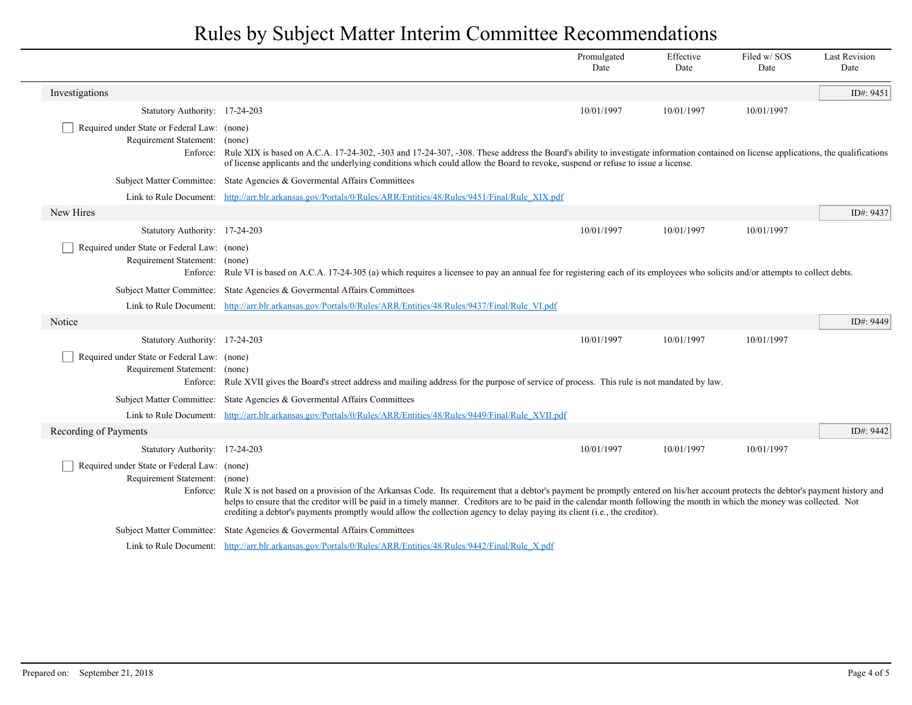# Rules by Subject Matter Interim Committee Recommendations

| | Promulgated Date | Effective Date | Filed w/ SOS Date | Last Revision Date |
|---|---|---|---|---|

## Investigations

ID#: 9451

| | Promulgated Date | Effective Date | Filed w/ SOS Date | Last Revision Date |
|---|---|---|---|---|
| Statutory Authority: 17-24-203 | 10/01/1997 | 10/01/1997 | 10/01/1997 | |

- [ ] Required under State or Federal Law: (none)

Requirement Statement: (none)

Enforce: Rule XIX is based on A.C.A. 17-24-302, -303 and 17-24-307, -308. These address the Board's ability to investigate information contained on license applications, the qualifications of license applicants and the underlying conditions which could allow the Board to revoke, suspend or refuse to issue a license.

Subject Matter Committee: State Agencies & Govermental Affairs Committees

Link to Rule Document: http://arr.blr.arkansas.gov/Portals/0/Rules/ARR/Entities/48/Rules/9451/Final/Rule_XIX.pdf

## New Hires

ID#: 9437

| | Promulgated Date | Effective Date | Filed w/ SOS Date | Last Revision Date |
|---|---|---|---|---|
| Statutory Authority: 17-24-203 | 10/01/1997 | 10/01/1997 | 10/01/1997 | |

- [ ] Required under State or Federal Law: (none)

Requirement Statement: (none)

Enforce: Rule VI is based on A.C.A. 17-24-305 (a) which requires a licensee to pay an annual fee for registering each of its employees who solicits and/or attempts to collect debts.

Subject Matter Committee: State Agencies & Govermental Affairs Committees

Link to Rule Document: http://arr.blr.arkansas.gov/Portals/0/Rules/ARR/Entities/48/Rules/9437/Final/Rule_VI.pdf

## Notice

ID#: 9449

| | Promulgated Date | Effective Date | Filed w/ SOS Date | Last Revision Date |
|---|---|---|---|---|
| Statutory Authority: 17-24-203 | 10/01/1997 | 10/01/1997 | 10/01/1997 | |

- [ ] Required under State or Federal Law: (none)

Requirement Statement: (none)

Enforce: Rule XVII gives the Board's street address and mailing address for the purpose of service of process. This rule is not mandated by law.

Subject Matter Committee: State Agencies & Govermental Affairs Committees

Link to Rule Document: http://arr.blr.arkansas.gov/Portals/0/Rules/ARR/Entities/48/Rules/9449/Final/Rule_XVII.pdf

## Recording of Payments

ID#: 9442

| | Promulgated Date | Effective Date | Filed w/ SOS Date | Last Revision Date |
|---|---|---|---|---|
| Statutory Authority: 17-24-203 | 10/01/1997 | 10/01/1997 | 10/01/1997 | |

- [ ] Required under State or Federal Law: (none)

Requirement Statement: (none)

Enforce: Rule X is not based on a provision of the Arkansas Code. Its requirement that a debtor's payment be promptly entered on his/her account protects the debtor's payment history and helps to ensure that the creditor will be paid in a timely manner. Creditors are to be paid in the calendar month following the month in which the money was collected. Not crediting a debtor's payments promptly would allow the collection agency to delay paying its client (i.e., the creditor).

Subject Matter Committee: State Agencies & Govermental Affairs Committees

Link to Rule Document: http://arr.blr.arkansas.gov/Portals/0/Rules/ARR/Entities/48/Rules/9442/Final/Rule_X.pdf

Prepared on: September 21, 2018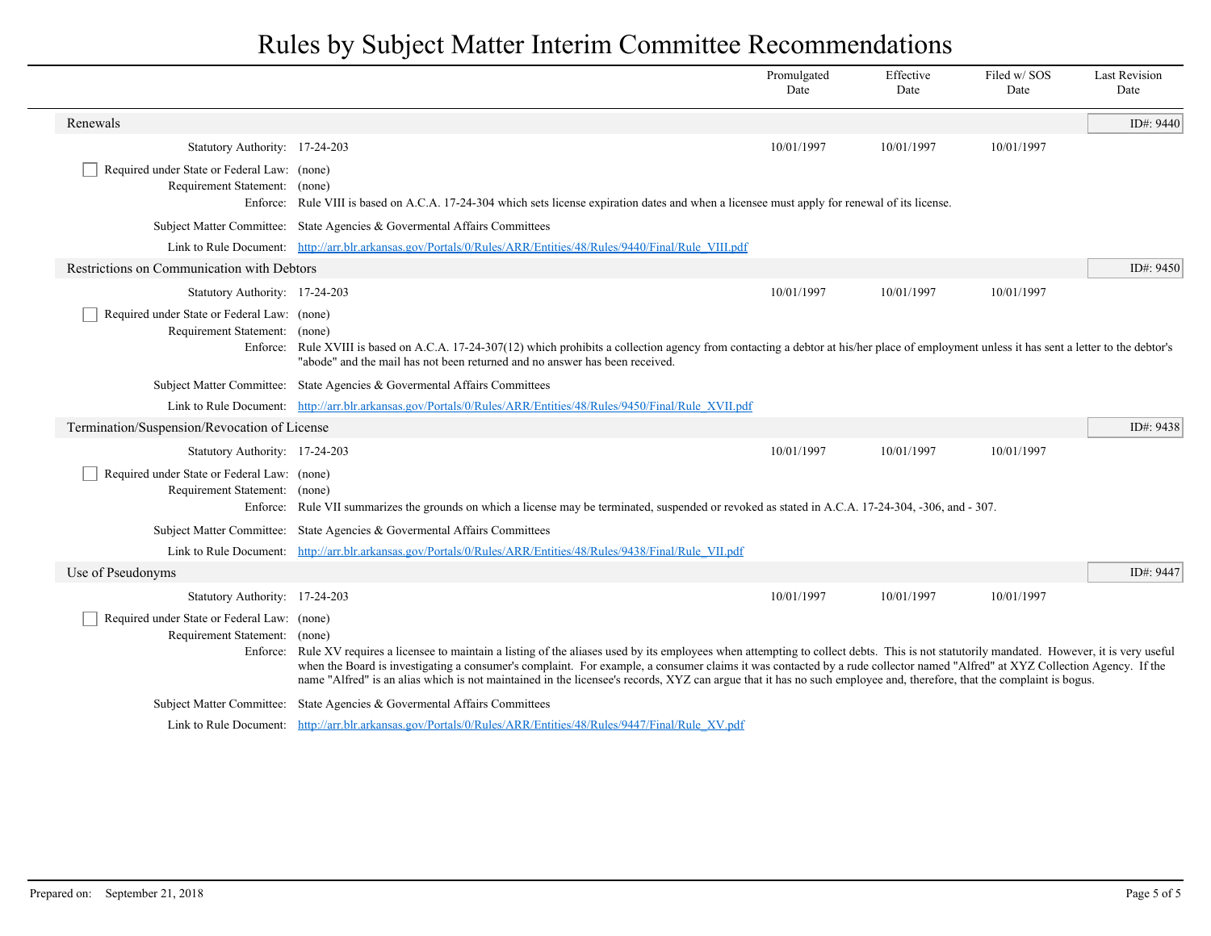# Rules by Subject Matter Interim Committee Recommendations

| | Promulgated Date | Effective Date | Filed w/ SOS Date | Last Revision Date |
|---|---|---|---|---|

## Renewals

ID#: 9440

| | Promulgated Date | Effective Date | Filed w/ SOS Date | Last Revision Date |
|---|---|---|---|---|
| Statutory Authority: 17-24-203 | 10/01/1997 | 10/01/1997 | 10/01/1997 | |

☐ Required under State or Federal Law: (none)

Requirement Statement: (none)

Enforce: Rule VIII is based on A.C.A. 17-24-304 which sets license expiration dates and when a licensee must apply for renewal of its license.

Subject Matter Committee: State Agencies & Govermental Affairs Committees

Link to Rule Document: http://arr.blr.arkansas.gov/Portals/0/Rules/ARR/Entities/48/Rules/9440/Final/Rule_VIII.pdf

## Restrictions on Communication with Debtors

ID#: 9450

| | Promulgated Date | Effective Date | Filed w/ SOS Date | Last Revision Date |
|---|---|---|---|---|
| Statutory Authority: 17-24-203 | 10/01/1997 | 10/01/1997 | 10/01/1997 | |

☐ Required under State or Federal Law: (none)

Requirement Statement: (none)

Enforce: Rule XVIII is based on A.C.A. 17-24-307(12) which prohibits a collection agency from contacting a debtor at his/her place of employment unless it has sent a letter to the debtor's "abode" and the mail has not been returned and no answer has been received.

Subject Matter Committee: State Agencies & Govermental Affairs Committees

Link to Rule Document: http://arr.blr.arkansas.gov/Portals/0/Rules/ARR/Entities/48/Rules/9450/Final/Rule_XVII.pdf

## Termination/Suspension/Revocation of License

ID#: 9438

| | Promulgated Date | Effective Date | Filed w/ SOS Date | Last Revision Date |
|---|---|---|---|---|
| Statutory Authority: 17-24-203 | 10/01/1997 | 10/01/1997 | 10/01/1997 | |

☐ Required under State or Federal Law: (none)

Requirement Statement: (none)

Enforce: Rule VII summarizes the grounds on which a license may be terminated, suspended or revoked as stated in A.C.A. 17-24-304, -306, and - 307.

Subject Matter Committee: State Agencies & Govermental Affairs Committees

Link to Rule Document: http://arr.blr.arkansas.gov/Portals/0/Rules/ARR/Entities/48/Rules/9438/Final/Rule_VII.pdf

## Use of Pseudonyms

ID#: 9447

| | Promulgated Date | Effective Date | Filed w/ SOS Date | Last Revision Date |
|---|---|---|---|---|
| Statutory Authority: 17-24-203 | 10/01/1997 | 10/01/1997 | 10/01/1997 | |

☐ Required under State or Federal Law: (none)

Requirement Statement: (none)

Enforce: Rule XV requires a licensee to maintain a listing of the aliases used by its employees when attempting to collect debts. This is not statutorily mandated. However, it is very useful when the Board is investigating a consumer's complaint. For example, a consumer claims it was contacted by a rude collector named "Alfred" at XYZ Collection Agency. If the name "Alfred" is an alias which is not maintained in the licensee's records, XYZ can argue that it has no such employee and, therefore, that the complaint is bogus.

Subject Matter Committee: State Agencies & Govermental Affairs Committees

Link to Rule Document: http://arr.blr.arkansas.gov/Portals/0/Rules/ARR/Entities/48/Rules/9447/Final/Rule_XV.pdf

Prepared on: September 21, 2018